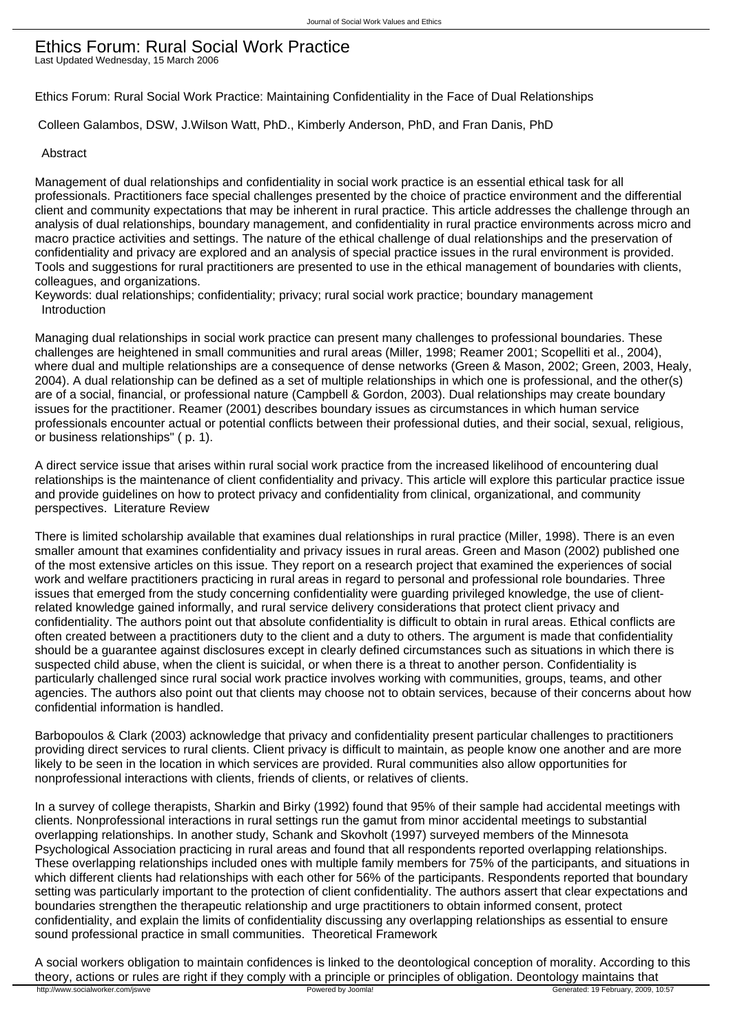# Ethics Forum: Rural Social Work Practice

Last Updated Wednesday, 15 March 2006

Ethics Forum: Rural Social Work Practice: Maintaining Confidentiality in the Face of Dual Relationships

Colleen Galambos, DSW, J.Wilson Watt, PhD., Kimberly Anderson, PhD, and Fran Danis, PhD

## Abstract

Management of dual relationships and confidentiality in social work practice is an essential ethical task for all professionals. Practitioners face special challenges presented by the choice of practice environment and the differential client and community expectations that may be inherent in rural practice. This article addresses the challenge through an analysis of dual relationships, boundary management, and confidentiality in rural practice environments across micro and macro practice activities and settings. The nature of the ethical challenge of dual relationships and the preservation of confidentiality and privacy are explored and an analysis of special practice issues in the rural environment is provided. Tools and suggestions for rural practitioners are presented to use in the ethical management of boundaries with clients, colleagues, and organizations.

Keywords: dual relationships; confidentiality; privacy; rural social work practice; boundary management

## Introduction

Managing dual relationships in social work practice can present many challenges to professional boundaries. These challenges are heightened in small communities and rural areas (Miller, 1998; Reamer 2001; Scopelliti et al., 2004), where dual and multiple relationships are a consequence of dense networks (Green & Mason, 2002; Green, 2003, Healy, 2004). A dual relationship can be defined as a set of multiple relationships in which one is professional, and the other(s) are of a social, financial, or professional nature (Campbell & Gordon, 2003). Dual relationships may create boundary issues for the practitioner. Reamer (2001) describes boundary issues as circumstances in which human service professionals encounter actual or potential conflicts between their professional duties, and their social, sexual, religious, or business relationships" ( p. 1).

A direct service issue that arises within rural social work practice from the increased likelihood of encountering dual relationships is the maintenance of client confidentiality and privacy. This article will explore this particular practice issue and provide guidelines on how to protect privacy and confidentiality from clinical, organizational, and community perspectives.

## Literature Review

There is limited scholarship available that examines dual relationships in rural practice (Miller, 1998). There is an even smaller amount that examines confidentiality and privacy issues in rural areas. Green and Mason (2002) published one of the most extensive articles on this issue. They report on a research project that examined the experiences of social work and welfare practitioners practicing in rural areas in regard to personal and professional role boundaries. Three issues that emerged from the study concerning confidentiality were guarding privileged knowledge, the use of client-related knowledge gained informally, and rural service delivery considerations that protect client privacy and confidentiality. The authors point out that absolute confidentiality is difficult to obtain in rural areas. Ethical conflicts are often created between a practitioners duty to the client and a duty to others. The argument is made that confidentiality should be a guarantee against disclosures except in clearly defined circumstances such as situations in which there is suspected child abuse, when the client is suicidal, or when there is a threat to another person. Confidentiality is particularly challenged since rural social work practice involves working with communities, groups, teams, and other agencies. The authors also point out that clients may choose not to obtain services, because of their concerns about how confidential information is handled.

Barbopoulos & Clark (2003) acknowledge that privacy and confidentiality present particular challenges to practitioners providing direct services to rural clients. Client privacy is difficult to maintain, as people know one another and are more likely to be seen in the location in which services are provided. Rural communities also allow opportunities for nonprofessional interactions with clients, friends of clients, or relatives of clients.

In a survey of college therapists, Sharkin and Birky (1992) found that 95% of their sample had accidental meetings with clients. Nonprofessional interactions in rural settings run the gamut from minor accidental meetings to substantial overlapping relationships. In another study, Schank and Skovholt (1997) surveyed members of the Minnesota Psychological Association practicing in rural areas and found that all respondents reported overlapping relationships. These overlapping relationships included ones with multiple family members for 75% of the participants, and situations in which different clients had relationships with each other for 56% of the participants. Respondents reported that boundary setting was particularly important to the protection of client confidentiality. The authors assert that clear expectations and boundaries strengthen the therapeutic relationship and urge practitioners to obtain informed consent, protect confidentiality, and explain the limits of confidentiality discussing any overlapping relationships as essential to ensure sound professional practice in small communities.

## Theoretical Framework

A social workers obligation to maintain confidences is linked to the deontological conception of morality. According to this theory, actions or rules are right if they comply with a principle or principles of obligation. Deontology maintains that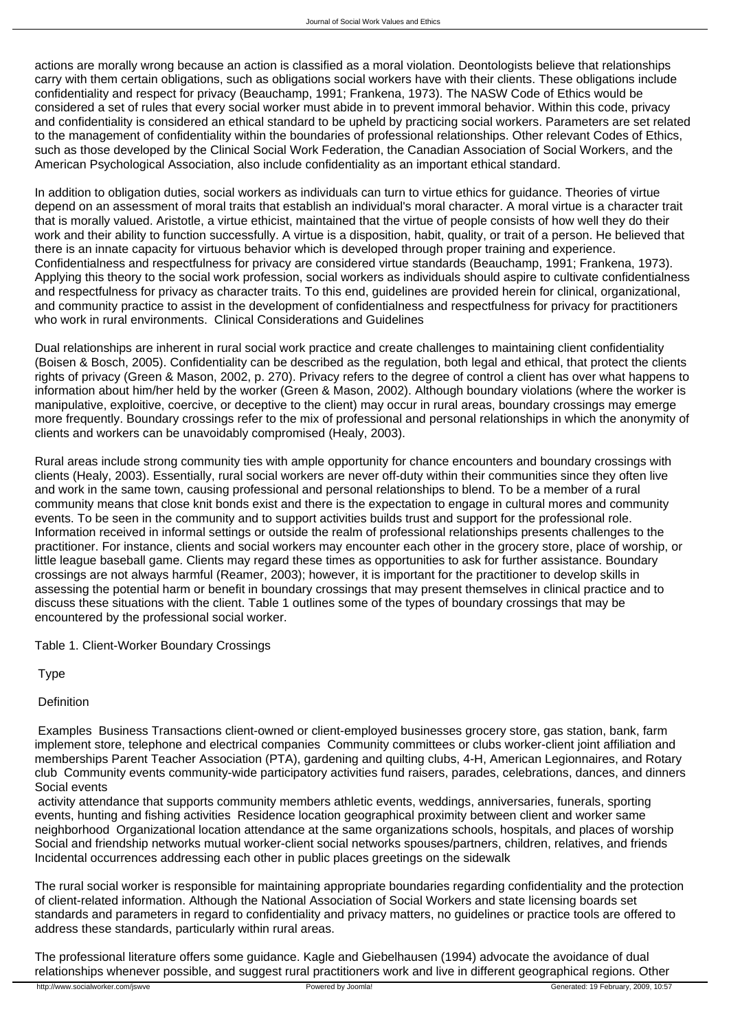actions are morally wrong because an action is classified as a moral violation. Deontologists believe that relationships carry with them certain obligations, such as obligations social workers have with their clients. These obligations include confidentiality and respect for privacy (Beauchamp, 1991; Frankena, 1973). The NASW Code of Ethics would be considered a set of rules that every social worker must abide in to prevent immoral behavior. Within this code, privacy and confidentiality is considered an ethical standard to be upheld by practicing social workers. Parameters are set related to the management of confidentiality within the boundaries of professional relationships. Other relevant Codes of Ethics, such as those developed by the Clinical Social Work Federation, the Canadian Association of Social Workers, and the American Psychological Association, also include confidentiality as an important ethical standard.

In addition to obligation duties, social workers as individuals can turn to virtue ethics for guidance. Theories of virtue depend on an assessment of moral traits that establish an individual's moral character. A moral virtue is a character trait that is morally valued. Aristotle, a virtue ethicist, maintained that the virtue of people consists of how well they do their work and their ability to function successfully. A virtue is a disposition, habit, quality, or trait of a person. He believed that there is an innate capacity for virtuous behavior which is developed through proper training and experience. Confidentialness and respectfulness for privacy are considered virtue standards (Beauchamp, 1991; Frankena, 1973). Applying this theory to the social work profession, social workers as individuals should aspire to cultivate confidentialness and respectfulness for privacy as character traits. To this end, guidelines are provided herein for clinical, organizational, and community practice to assist in the development of confidentialness and respectfulness for privacy for practitioners who work in rural environments.

## Clinical Considerations and Guidelines

Dual relationships are inherent in rural social work practice and create challenges to maintaining client confidentiality (Boisen & Bosch, 2005). Confidentiality can be described as the regulation, both legal and ethical, that protect the clients rights of privacy (Green & Mason, 2002, p. 270). Privacy refers to the degree of control a client has over what happens to information about him/her held by the worker (Green & Mason, 2002). Although boundary violations (where the worker is manipulative, exploitive, coercive, or deceptive to the client) may occur in rural areas, boundary crossings may emerge more frequently. Boundary crossings refer to the mix of professional and personal relationships in which the anonymity of clients and workers can be unavoidably compromised (Healy, 2003).

Rural areas include strong community ties with ample opportunity for chance encounters and boundary crossings with clients (Healy, 2003). Essentially, rural social workers are never off-duty within their communities since they often live and work in the same town, causing professional and personal relationships to blend. To be a member of a rural community means that close knit bonds exist and there is the expectation to engage in cultural mores and community events. To be seen in the community and to support activities builds trust and support for the professional role. Information received in informal settings or outside the realm of professional relationships presents challenges to the practitioner. For instance, clients and social workers may encounter each other in the grocery store, place of worship, or little league baseball game. Clients may regard these times as opportunities to ask for further assistance. Boundary crossings are not always harmful (Reamer, 2003); however, it is important for the practitioner to develop skills in assessing the potential harm or benefit in boundary crossings that may present themselves in clinical practice and to discuss these situations with the client. Table 1 outlines some of the types of boundary crossings that may be encountered by the professional social worker.

Table 1. Client-Worker Boundary Crossings

| Type | Definition | Examples |
|---|---|---|
| Business Transactions | client-owned or client-employed businesses | grocery store, gas station, bank, farm implement store, telephone and electrical companies |
| Community committees or clubs | worker-client joint affiliation and memberships | Parent Teacher Association (PTA), gardening and quilting clubs, 4-H, American Legionnaires, and Rotary club |
| Community events | community-wide participatory activities | fund raisers, parades, celebrations, dances, and dinners |
| Social events | activity attendance that supports community members | athletic events, weddings, anniversaries, funerals, sporting events, hunting and fishing activities |
| Residence location | geographical proximity between client and worker | same neighborhood |
| Organizational location | attendance at the same organizations | schools, hospitals, and places of worship |
| Social and friendship networks | mutual worker-client social networks | spouses/partners, children, relatives, and friends |
| Incidental occurrences | addressing each other in public places | greetings on the sidewalk |

The rural social worker is responsible for maintaining appropriate boundaries regarding confidentiality and the protection of client-related information. Although the National Association of Social Workers and state licensing boards set standards and parameters in regard to confidentiality and privacy matters, no guidelines or practice tools are offered to address these standards, particularly within rural areas.

The professional literature offers some guidance. Kagle and Giebelhausen (1994) advocate the avoidance of dual relationships whenever possible, and suggest rural practitioners work and live in different geographical regions. Other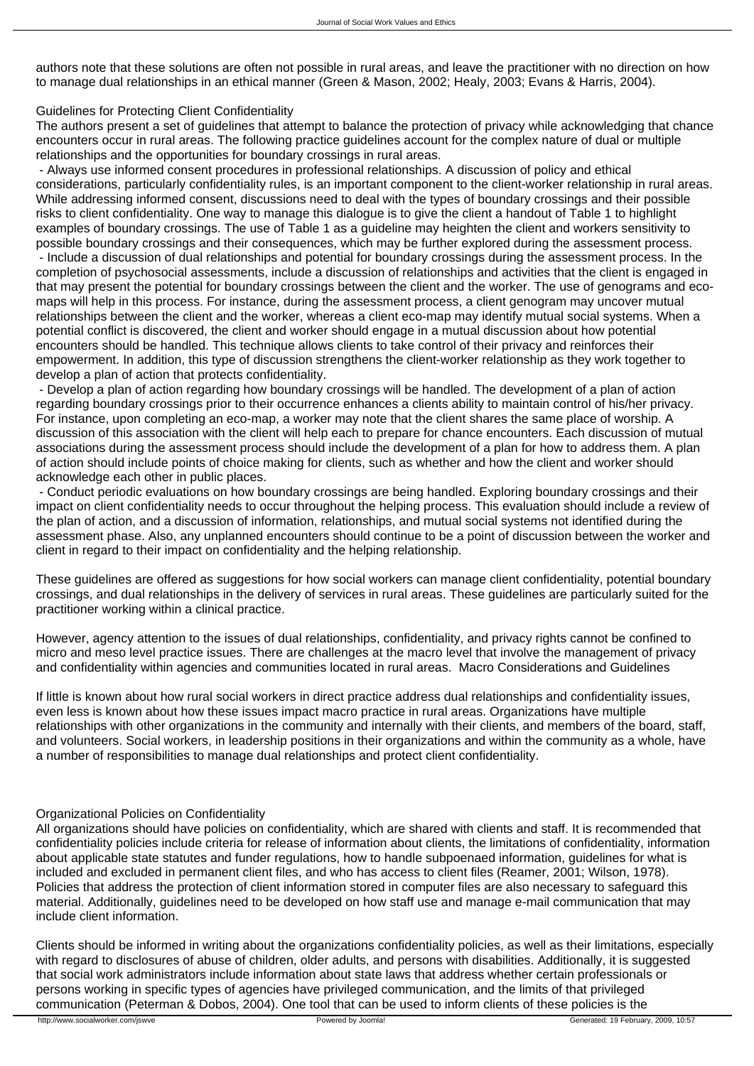authors note that these solutions are often not possible in rural areas, and leave the practitioner with no direction on how to manage dual relationships in an ethical manner (Green & Mason, 2002; Healy, 2003; Evans & Harris, 2004).

### Guidelines for Protecting Client Confidentiality

The authors present a set of guidelines that attempt to balance the protection of privacy while acknowledging that chance encounters occur in rural areas. The following practice guidelines account for the complex nature of dual or multiple relationships and the opportunities for boundary crossings in rural areas.

- Always use informed consent procedures in professional relationships. A discussion of policy and ethical considerations, particularly confidentiality rules, is an important component to the client-worker relationship in rural areas. While addressing informed consent, discussions need to deal with the types of boundary crossings and their possible risks to client confidentiality. One way to manage this dialogue is to give the client a handout of Table 1 to highlight examples of boundary crossings. The use of Table 1 as a guideline may heighten the client and workers sensitivity to possible boundary crossings and their consequences, which may be further explored during the assessment process.
- Include a discussion of dual relationships and potential for boundary crossings during the assessment process. In the completion of psychosocial assessments, include a discussion of relationships and activities that the client is engaged in that may present the potential for boundary crossings between the client and the worker. The use of genograms and eco-maps will help in this process. For instance, during the assessment process, a client genogram may uncover mutual relationships between the client and the worker, whereas a client eco-map may identify mutual social systems. When a potential conflict is discovered, the client and worker should engage in a mutual discussion about how potential encounters should be handled. This technique allows clients to take control of their privacy and reinforces their empowerment. In addition, this type of discussion strengthens the client-worker relationship as they work together to develop a plan of action that protects confidentiality.
- Develop a plan of action regarding how boundary crossings will be handled. The development of a plan of action regarding boundary crossings prior to their occurrence enhances a clients ability to maintain control of his/her privacy. For instance, upon completing an eco-map, a worker may note that the client shares the same place of worship. A discussion of this association with the client will help each to prepare for chance encounters. Each discussion of mutual associations during the assessment process should include the development of a plan for how to address them. A plan of action should include points of choice making for clients, such as whether and how the client and worker should acknowledge each other in public places.
- Conduct periodic evaluations on how boundary crossings are being handled. Exploring boundary crossings and their impact on client confidentiality needs to occur throughout the helping process. This evaluation should include a review of the plan of action, and a discussion of information, relationships, and mutual social systems not identified during the assessment phase. Also, any unplanned encounters should continue to be a point of discussion between the worker and client in regard to their impact on confidentiality and the helping relationship.

These guidelines are offered as suggestions for how social workers can manage client confidentiality, potential boundary crossings, and dual relationships in the delivery of services in rural areas. These guidelines are particularly suited for the practitioner working within a clinical practice.

However, agency attention to the issues of dual relationships, confidentiality, and privacy rights cannot be confined to micro and meso level practice issues. There are challenges at the macro level that involve the management of privacy and confidentiality within agencies and communities located in rural areas.

## Macro Considerations and Guidelines

If little is known about how rural social workers in direct practice address dual relationships and confidentiality issues, even less is known about how these issues impact macro practice in rural areas. Organizations have multiple relationships with other organizations in the community and internally with their clients, and members of the board, staff, and volunteers. Social workers, in leadership positions in their organizations and within the community as a whole, have a number of responsibilities to manage dual relationships and protect client confidentiality.

### Organizational Policies on Confidentiality

All organizations should have policies on confidentiality, which are shared with clients and staff. It is recommended that confidentiality policies include criteria for release of information about clients, the limitations of confidentiality, information about applicable state statutes and funder regulations, how to handle subpoenaed information, guidelines for what is included and excluded in permanent client files, and who has access to client files (Reamer, 2001; Wilson, 1978). Policies that address the protection of client information stored in computer files are also necessary to safeguard this material. Additionally, guidelines need to be developed on how staff use and manage e-mail communication that may include client information.

Clients should be informed in writing about the organizations confidentiality policies, as well as their limitations, especially with regard to disclosures of abuse of children, older adults, and persons with disabilities. Additionally, it is suggested that social work administrators include information about state laws that address whether certain professionals or persons working in specific types of agencies have privileged communication, and the limits of that privileged communication (Peterman & Dobos, 2004). One tool that can be used to inform clients of these policies is the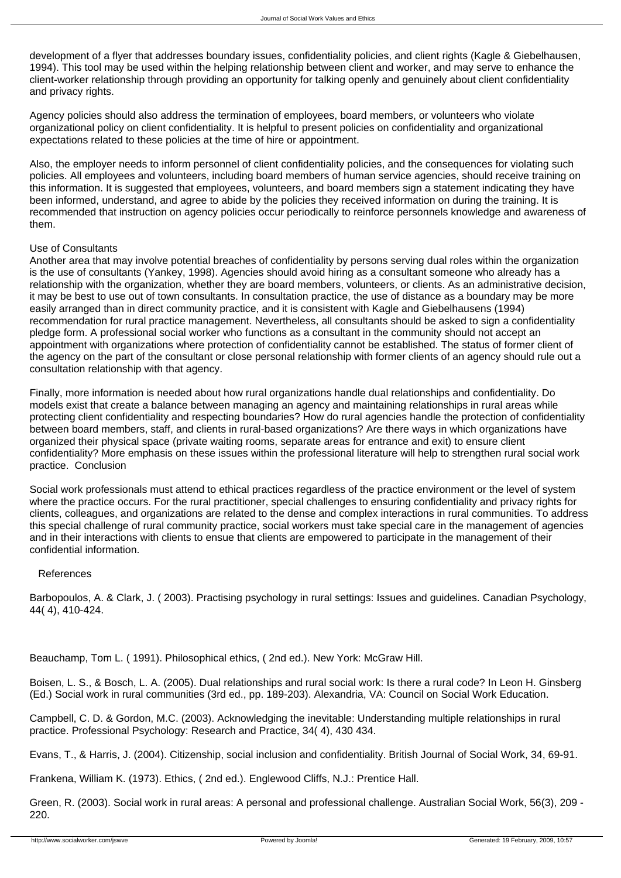development of a flyer that addresses boundary issues, confidentiality policies, and client rights (Kagle & Giebelhausen, 1994). This tool may be used within the helping relationship between client and worker, and may serve to enhance the client-worker relationship through providing an opportunity for talking openly and genuinely about client confidentiality and privacy rights.

Agency policies should also address the termination of employees, board members, or volunteers who violate organizational policy on client confidentiality. It is helpful to present policies on confidentiality and organizational expectations related to these policies at the time of hire or appointment.

Also, the employer needs to inform personnel of client confidentiality policies, and the consequences for violating such policies. All employees and volunteers, including board members of human service agencies, should receive training on this information. It is suggested that employees, volunteers, and board members sign a statement indicating they have been informed, understand, and agree to abide by the policies they received information on during the training. It is recommended that instruction on agency policies occur periodically to reinforce personnels knowledge and awareness of them.

### Use of Consultants

Another area that may involve potential breaches of confidentiality by persons serving dual roles within the organization is the use of consultants (Yankey, 1998). Agencies should avoid hiring as a consultant someone who already has a relationship with the organization, whether they are board members, volunteers, or clients. As an administrative decision, it may be best to use out of town consultants. In consultation practice, the use of distance as a boundary may be more easily arranged than in direct community practice, and it is consistent with Kagle and Giebelhausens (1994) recommendation for rural practice management. Nevertheless, all consultants should be asked to sign a confidentiality pledge form. A professional social worker who functions as a consultant in the community should not accept an appointment with organizations where protection of confidentiality cannot be established. The status of former client of the agency on the part of the consultant or close personal relationship with former clients of an agency should rule out a consultation relationship with that agency.

Finally, more information is needed about how rural organizations handle dual relationships and confidentiality. Do models exist that create a balance between managing an agency and maintaining relationships in rural areas while protecting client confidentiality and respecting boundaries? How do rural agencies handle the protection of confidentiality between board members, staff, and clients in rural-based organizations? Are there ways in which organizations have organized their physical space (private waiting rooms, separate areas for entrance and exit) to ensure client confidentiality? More emphasis on these issues within the professional literature will help to strengthen rural social work practice.

## Conclusion

Social work professionals must attend to ethical practices regardless of the practice environment or the level of system where the practice occurs. For the rural practitioner, special challenges to ensuring confidentiality and privacy rights for clients, colleagues, and organizations are related to the dense and complex interactions in rural communities. To address this special challenge of rural community practice, social workers must take special care in the management of agencies and in their interactions with clients to ensue that clients are empowered to participate in the management of their confidential information.

## References

Barbopoulos, A. & Clark, J. ( 2003). Practising psychology in rural settings: Issues and guidelines. Canadian Psychology, 44( 4), 410-424.

Beauchamp, Tom L. ( 1991). Philosophical ethics, ( 2nd ed.). New York: McGraw Hill.

Boisen, L. S., & Bosch, L. A. (2005). Dual relationships and rural social work: Is there a rural code? In Leon H. Ginsberg (Ed.) Social work in rural communities (3rd ed., pp. 189-203). Alexandria, VA: Council on Social Work Education.

Campbell, C. D. & Gordon, M.C. (2003). Acknowledging the inevitable: Understanding multiple relationships in rural practice. Professional Psychology: Research and Practice, 34( 4), 430 434.

Evans, T., & Harris, J. (2004). Citizenship, social inclusion and confidentiality. British Journal of Social Work, 34, 69-91.

Frankena, William K. (1973). Ethics, ( 2nd ed.). Englewood Cliffs, N.J.: Prentice Hall.

Green, R. (2003). Social work in rural areas: A personal and professional challenge. Australian Social Work, 56(3), 209 - 220.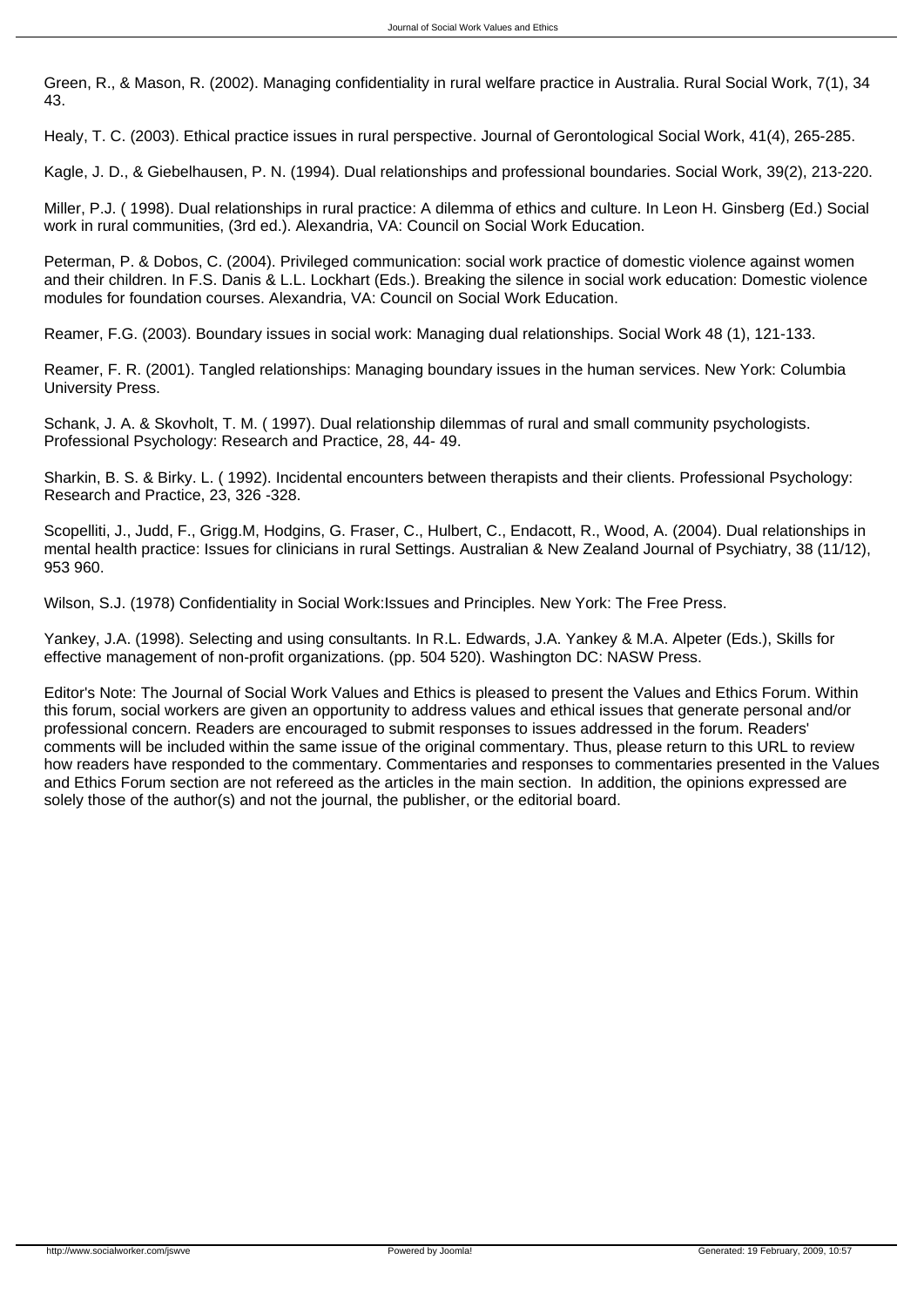Green, R., & Mason, R. (2002). Managing confidentiality in rural welfare practice in Australia. Rural Social Work, 7(1), 34 43.

Healy, T. C. (2003). Ethical practice issues in rural perspective. Journal of Gerontological Social Work, 41(4), 265-285.

Kagle, J. D., & Giebelhausen, P. N. (1994). Dual relationships and professional boundaries. Social Work, 39(2), 213-220.

Miller, P.J. ( 1998). Dual relationships in rural practice: A dilemma of ethics and culture. In Leon H. Ginsberg (Ed.) Social work in rural communities, (3rd ed.). Alexandria, VA: Council on Social Work Education.

Peterman, P. & Dobos, C. (2004). Privileged communication: social work practice of domestic violence against women and their children. In F.S. Danis & L.L. Lockhart (Eds.). Breaking the silence in social work education: Domestic violence modules for foundation courses. Alexandria, VA: Council on Social Work Education.

Reamer, F.G. (2003). Boundary issues in social work: Managing dual relationships. Social Work 48 (1), 121-133.

Reamer, F. R. (2001). Tangled relationships: Managing boundary issues in the human services. New York: Columbia University Press.

Schank, J. A. & Skovholt, T. M. ( 1997). Dual relationship dilemmas of rural and small community psychologists. Professional Psychology: Research and Practice, 28, 44- 49.

Sharkin, B. S. & Birky. L. ( 1992). Incidental encounters between therapists and their clients. Professional Psychology: Research and Practice, 23, 326 -328.

Scopelliti, J., Judd, F., Grigg.M, Hodgins, G. Fraser, C., Hulbert, C., Endacott, R., Wood, A. (2004). Dual relationships in mental health practice: Issues for clinicians in rural Settings. Australian & New Zealand Journal of Psychiatry, 38 (11/12), 953 960.

Wilson, S.J. (1978) Confidentiality in Social Work:Issues and Principles. New York: The Free Press.

Yankey, J.A. (1998). Selecting and using consultants. In R.L. Edwards, J.A. Yankey & M.A. Alpeter (Eds.), Skills for effective management of non-profit organizations. (pp. 504 520). Washington DC: NASW Press.

Editor's Note: The Journal of Social Work Values and Ethics is pleased to present the Values and Ethics Forum. Within this forum, social workers are given an opportunity to address values and ethical issues that generate personal and/or professional concern. Readers are encouraged to submit responses to issues addressed in the forum. Readers' comments will be included within the same issue of the original commentary. Thus, please return to this URL to review how readers have responded to the commentary. Commentaries and responses to commentaries presented in the Values and Ethics Forum section are not refereed as the articles in the main section. In addition, the opinions expressed are solely those of the author(s) and not the journal, the publisher, or the editorial board.